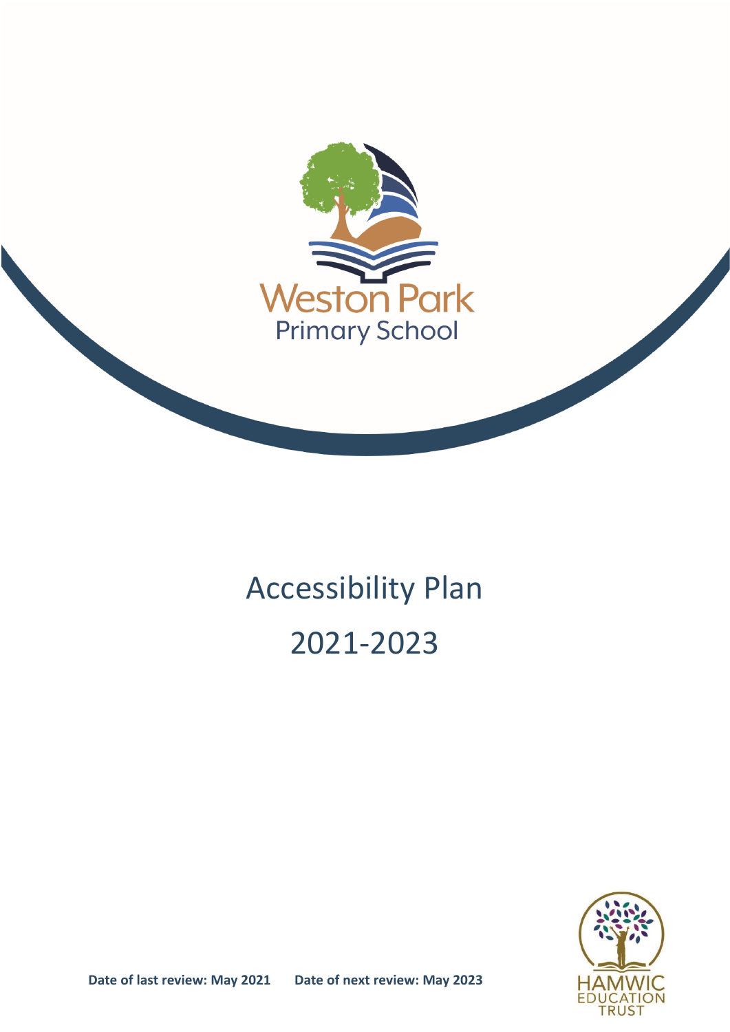Weston Park

Primary School

# Accessibility Plan

# 2021-2023

**Date of last review: May 2021** **Date of next review: May 2023**

HAMWIC EDUCATION TRUST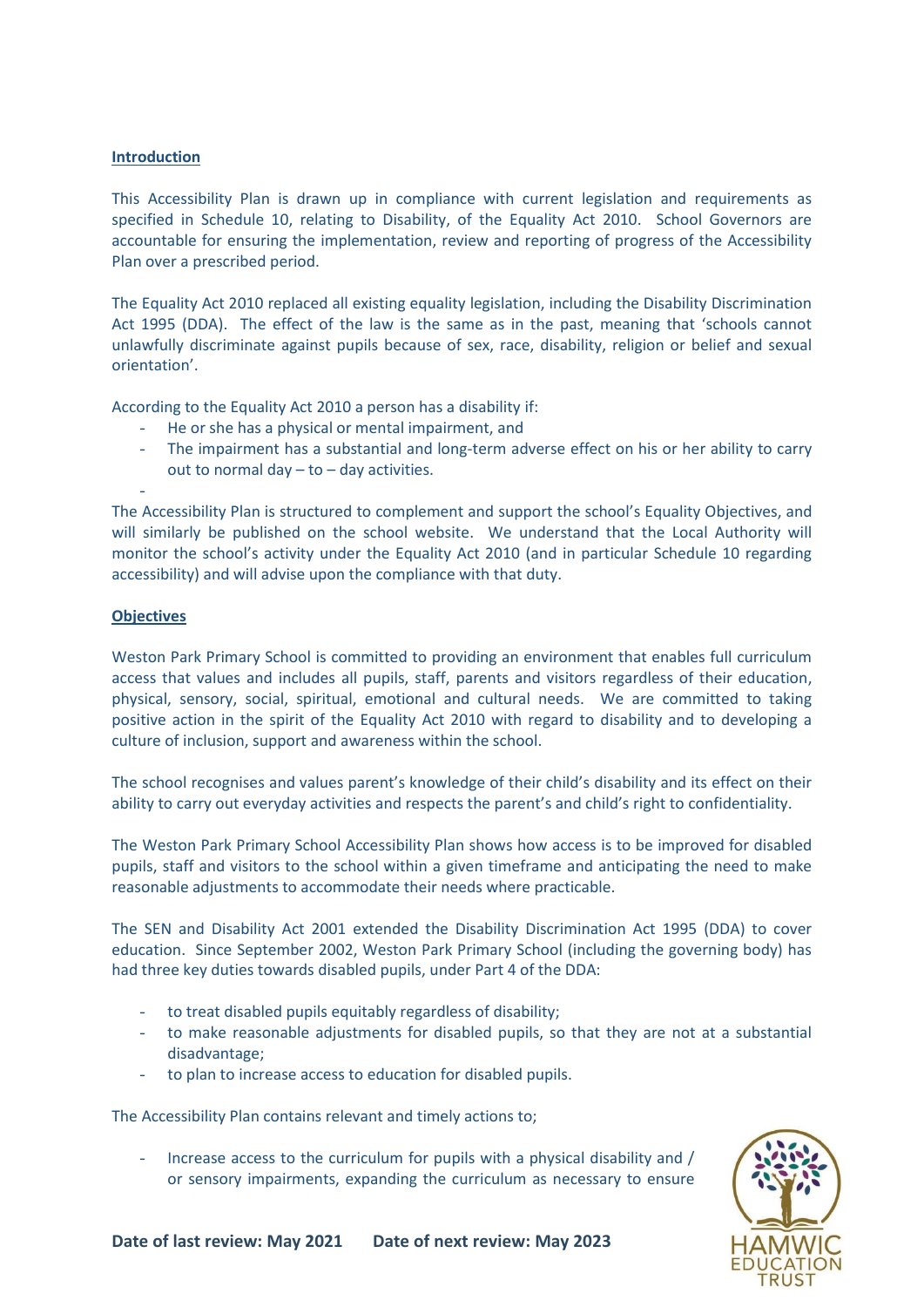**Introduction**

This Accessibility Plan is drawn up in compliance with current legislation and requirements as specified in Schedule 10, relating to Disability, of the Equality Act 2010. School Governors are accountable for ensuring the implementation, review and reporting of progress of the Accessibility Plan over a prescribed period.

The Equality Act 2010 replaced all existing equality legislation, including the Disability Discrimination Act 1995 (DDA). The effect of the law is the same as in the past, meaning that 'schools cannot unlawfully discriminate against pupils because of sex, race, disability, religion or belief and sexual orientation'.

According to the Equality Act 2010 a person has a disability if:

- He or she has a physical or mental impairment, and
- The impairment has a substantial and long-term adverse effect on his or her ability to carry out to normal day – to – day activities.
-

The Accessibility Plan is structured to complement and support the school's Equality Objectives, and will similarly be published on the school website. We understand that the Local Authority will monitor the school's activity under the Equality Act 2010 (and in particular Schedule 10 regarding accessibility) and will advise upon the compliance with that duty.

**Objectives**

Weston Park Primary School is committed to providing an environment that enables full curriculum access that values and includes all pupils, staff, parents and visitors regardless of their education, physical, sensory, social, spiritual, emotional and cultural needs. We are committed to taking positive action in the spirit of the Equality Act 2010 with regard to disability and to developing a culture of inclusion, support and awareness within the school.

The school recognises and values parent's knowledge of their child's disability and its effect on their ability to carry out everyday activities and respects the parent's and child's right to confidentiality.

The Weston Park Primary School Accessibility Plan shows how access is to be improved for disabled pupils, staff and visitors to the school within a given timeframe and anticipating the need to make reasonable adjustments to accommodate their needs where practicable.

The SEN and Disability Act 2001 extended the Disability Discrimination Act 1995 (DDA) to cover education. Since September 2002, Weston Park Primary School (including the governing body) has had three key duties towards disabled pupils, under Part 4 of the DDA:

- to treat disabled pupils equitably regardless of disability;
- to make reasonable adjustments for disabled pupils, so that they are not at a substantial disadvantage;
- to plan to increase access to education for disabled pupils.

The Accessibility Plan contains relevant and timely actions to;

- Increase access to the curriculum for pupils with a physical disability and / or sensory impairments, expanding the curriculum as necessary to ensure

**Date of last review: May 2021 Date of next review: May 2023**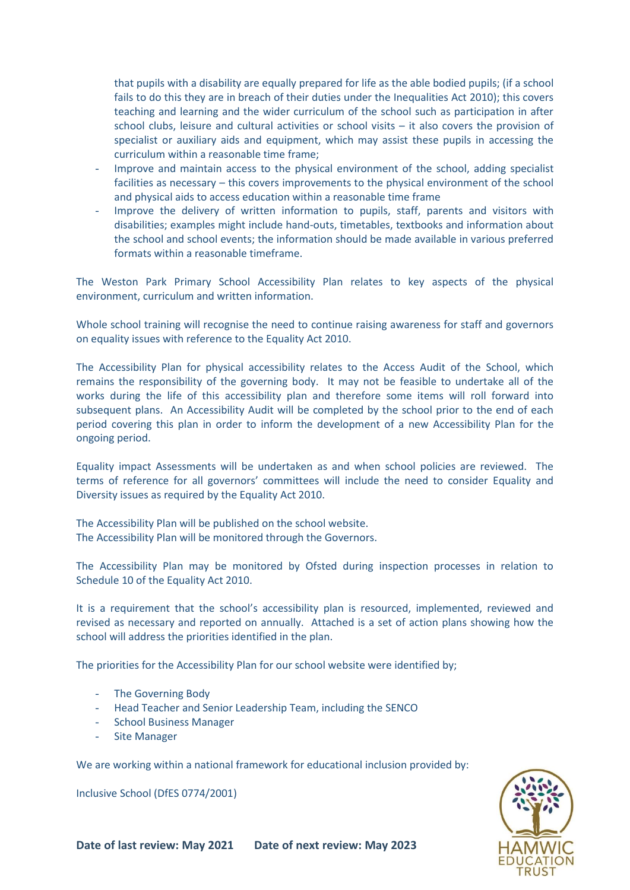that pupils with a disability are equally prepared for life as the able bodied pupils; (if a school fails to do this they are in breach of their duties under the Inequalities Act 2010); this covers teaching and learning and the wider curriculum of the school such as participation in after school clubs, leisure and cultural activities or school visits – it also covers the provision of specialist or auxiliary aids and equipment, which may assist these pupils in accessing the curriculum within a reasonable time frame;

- Improve and maintain access to the physical environment of the school, adding specialist facilities as necessary – this covers improvements to the physical environment of the school and physical aids to access education within a reasonable time frame
- Improve the delivery of written information to pupils, staff, parents and visitors with disabilities; examples might include hand-outs, timetables, textbooks and information about the school and school events; the information should be made available in various preferred formats within a reasonable timeframe.

The Weston Park Primary School Accessibility Plan relates to key aspects of the physical environment, curriculum and written information.

Whole school training will recognise the need to continue raising awareness for staff and governors on equality issues with reference to the Equality Act 2010.

The Accessibility Plan for physical accessibility relates to the Access Audit of the School, which remains the responsibility of the governing body. It may not be feasible to undertake all of the works during the life of this accessibility plan and therefore some items will roll forward into subsequent plans. An Accessibility Audit will be completed by the school prior to the end of each period covering this plan in order to inform the development of a new Accessibility Plan for the ongoing period.

Equality impact Assessments will be undertaken as and when school policies are reviewed. The terms of reference for all governors' committees will include the need to consider Equality and Diversity issues as required by the Equality Act 2010.

The Accessibility Plan will be published on the school website.
The Accessibility Plan will be monitored through the Governors.

The Accessibility Plan may be monitored by Ofsted during inspection processes in relation to Schedule 10 of the Equality Act 2010.

It is a requirement that the school's accessibility plan is resourced, implemented, reviewed and revised as necessary and reported on annually. Attached is a set of action plans showing how the school will address the priorities identified in the plan.

The priorities for the Accessibility Plan for our school website were identified by;

- The Governing Body
- Head Teacher and Senior Leadership Team, including the SENCO
- School Business Manager
- Site Manager

We are working within a national framework for educational inclusion provided by:

Inclusive School (DfES 0774/2001)

**Date of last review: May 2021 Date of next review: May 2023**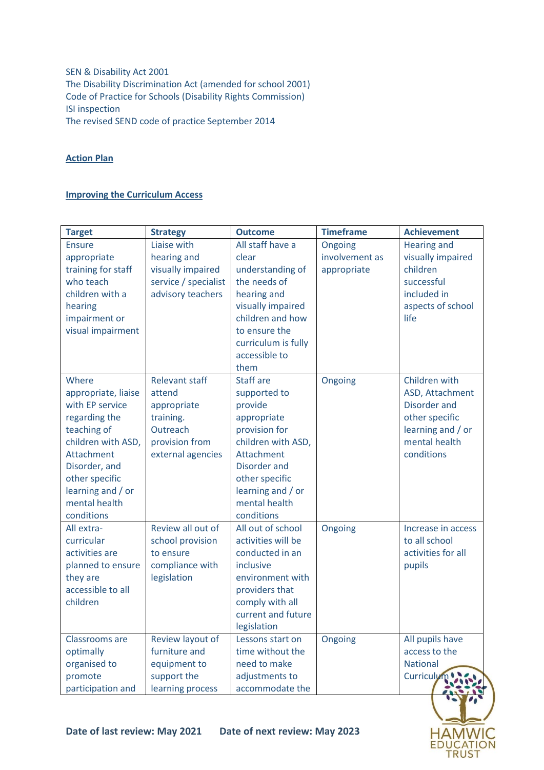SEN & Disability Act 2001
The Disability Discrimination Act (amended for school 2001)
Code of Practice for Schools (Disability Rights Commission)
ISI inspection
The revised SEND code of practice September 2014

## Action Plan

### Improving the Curriculum Access

| Target | Strategy | Outcome | Timeframe | Achievement |
|---|---|---|---|---|
| Ensure appropriate training for staff who teach children with a hearing impairment or visual impairment | Liaise with hearing and visually impaired service / specialist advisory teachers | All staff have a clear understanding of the needs of hearing and visually impaired children and how to ensure the curriculum is fully accessible to them | Ongoing involvement as appropriate | Hearing and visually impaired children successful included in aspects of school life |
| Where appropriate, liaise with EP service regarding the teaching of children with ASD, Attachment Disorder, and other specific learning and / or mental health conditions | Relevant staff attend appropriate training. Outreach provision from external agencies | Staff are supported to provide appropriate provision for children with ASD, Attachment Disorder and other specific learning and / or mental health conditions | Ongoing | Children with ASD, Attachment Disorder and other specific learning and / or mental health conditions |
| All extra-curricular activities are planned to ensure they are accessible to all children | Review all out of school provision to ensure compliance with legislation | All out of school activities will be conducted in an inclusive environment with providers that comply with all current and future legislation | Ongoing | Increase in access to all school activities for all pupils |
| Classrooms are optimally organised to promote participation and | Review layout of furniture and equipment to support the learning process | Lessons start on time without the need to make adjustments to accommodate the | Ongoing | All pupils have access to the National Curriculum |

**Date of last review: May 2021 Date of next review: May 2023**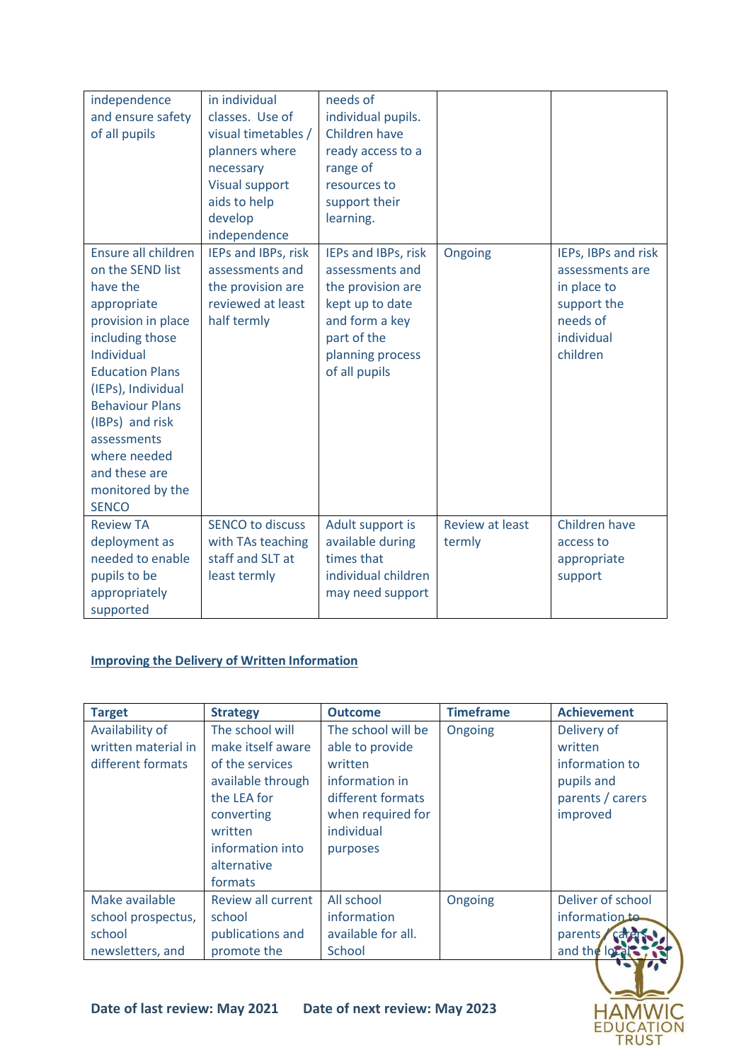| | | | | |
|---|---|---|---|---|
| independence and ensure safety of all pupils | in individual classes. Use of visual timetables / planners where necessary Visual support aids to help develop independence | needs of individual pupils. Children have ready access to a range of resources to support their learning. | | |
| Ensure all children on the SEND list have the appropriate provision in place including those Individual Education Plans (IEPs), Individual Behaviour Plans (IBPs) and risk assessments where needed and these are monitored by the SENCO | IEPs and IBPs, risk assessments and the provision are reviewed at least half termly | IEPs and IBPs, risk assessments and the provision are kept up to date and form a key part of the planning process of all pupils | Ongoing | IEPs, IBPs and risk assessments are in place to support the needs of individual children |
| Review TA deployment as needed to enable pupils to be appropriately supported | SENCO to discuss with TAs teaching staff and SLT at least termly | Adult support is available during times that individual children may need support | Review at least termly | Children have access to appropriate support |

## Improving the Delivery of Written Information

| Target | Strategy | Outcome | Timeframe | Achievement |
|---|---|---|---|---|
| Availability of written material in different formats | The school will make itself aware of the services available through the LEA for converting written information into alternative formats | The school will be able to provide written information in different formats when required for individual purposes | Ongoing | Delivery of written information to pupils and parents / carers improved |
| Make available school prospectus, school newsletters, and | Review all current school publications and promote the | All school information available for all. School | Ongoing | Deliver of school information to parents / carers and the local |

**Date of last review: May 2021 Date of next review: May 2023**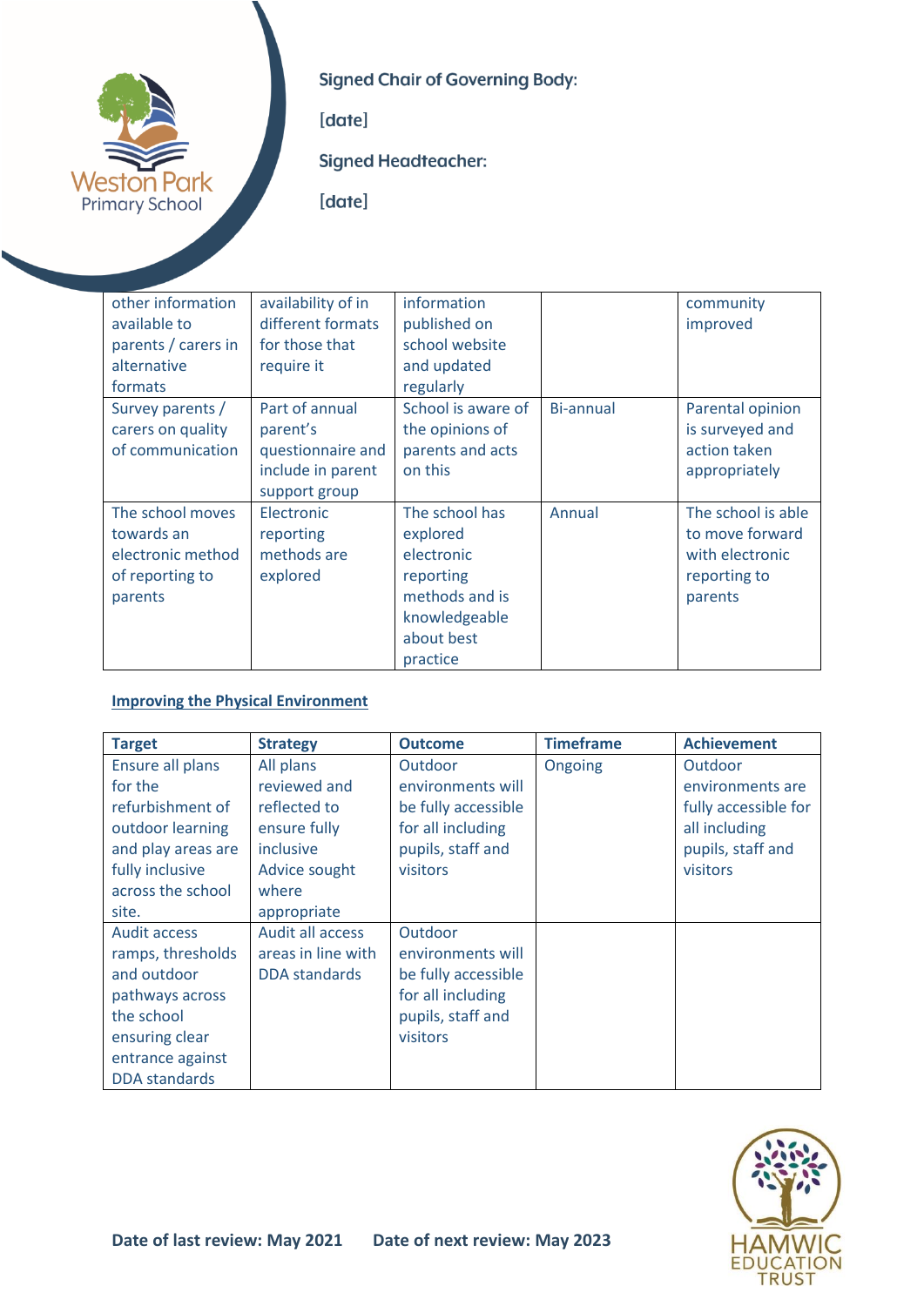Signed Chair of Governing Body:

[date]

Signed Headteacher:

[date]

| | | | | |
|---|---|---|---|---|
| other information available to parents / carers in alternative formats | availability of in different formats for those that require it | information published on school website and updated regularly | | community improved |
| Survey parents / carers on quality of communication | Part of annual parent's questionnaire and include in parent support group | School is aware of the opinions of parents and acts on this | Bi-annual | Parental opinion is surveyed and action taken appropriately |
| The school moves towards an electronic method of reporting to parents | Electronic reporting methods are explored | The school has explored electronic reporting methods and is knowledgeable about best practice | Annual | The school is able to move forward with electronic reporting to parents |

**Improving the Physical Environment**

| Target | Strategy | Outcome | Timeframe | Achievement |
|---|---|---|---|---|
| Ensure all plans for the refurbishment of outdoor learning and play areas are fully inclusive across the school site. | All plans reviewed and reflected to ensure fully inclusive Advice sought where appropriate | Outdoor environments will be fully accessible for all including pupils, staff and visitors | Ongoing | Outdoor environments are fully accessible for all including pupils, staff and visitors |
| Audit access ramps, thresholds and outdoor pathways across the school ensuring clear entrance against DDA standards | Audit all access areas in line with DDA standards | Outdoor environments will be fully accessible for all including pupils, staff and visitors | | |

**Date of last review: May 2021** **Date of next review: May 2023**